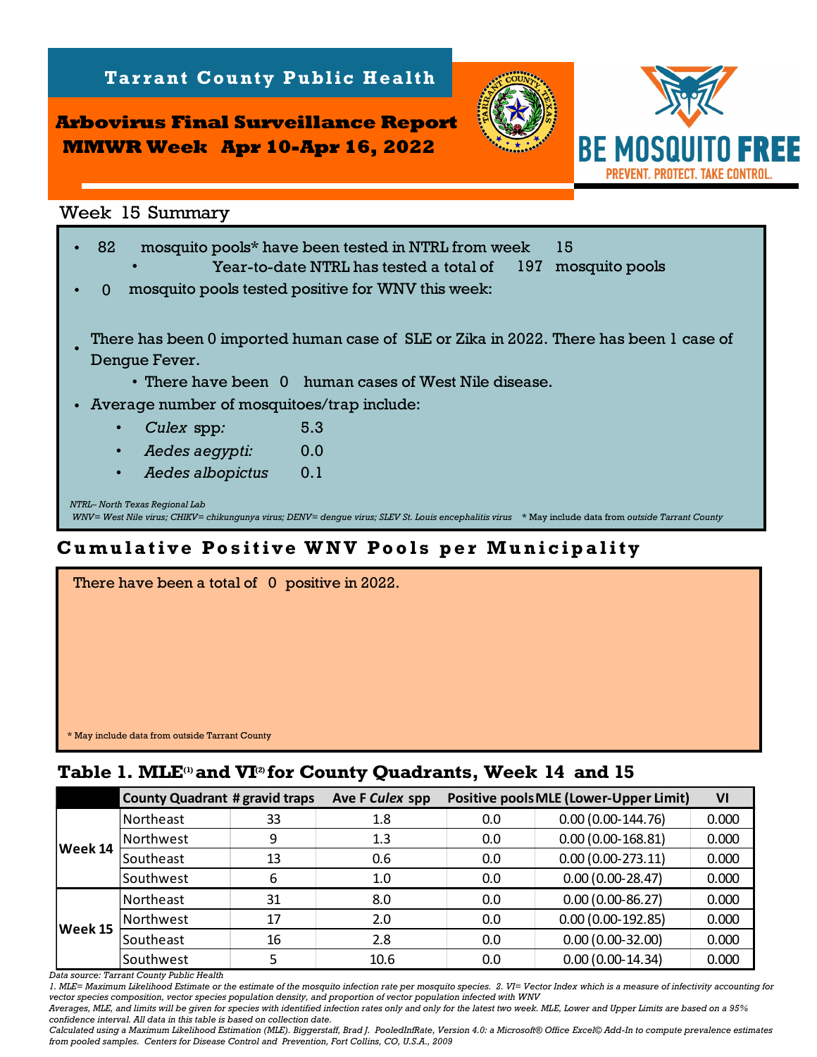# Tarrant County Public Health

## Arbovirus Final Surveillance Report
## MMWR Week Apr 10-Apr 16, 2022

BE MOSQUITO FREE
PREVENT. PROTECT. TAKE CONTROL.

### Week 15 Summary

- 82 mosquito pools* have been tested in NTRL from week 15
  - Year-to-date NTRL has tested a total of 197 mosquito pools
- 0 mosquito pools tested positive for WNV this week:
- There has been 0 imported human case of SLE or Zika in 2022. There has been 1 case of Dengue Fever.
  - There have been 0 human cases of West Nile disease.
- Average number of mosquitoes/trap include:
  - *Culex* spp*:* 5.3
  - *Aedes aegypti:* 0.0
  - *Aedes albopictus* 0.1

*NTRL– North Texas Regional Lab*
*WNV= West Nile virus; CHIKV= chikungunya virus; DENV= dengue virus; SLEV St. Louis encephalitis virus* * May include data from *outside* Tarrant County

## Cumulative Positive WNV Pools per Municipality

There have been a total of 0 positive in 2022.

* May include data from outside Tarrant County

## Table 1. MLE[1] and VI[2] for County Quadrants, Week 14 and 15

| | County Quadrant | # gravid traps | Ave F *Culex* spp | Positive pools | MLE (Lower-Upper Limit) | VI |
|---|---|---|---|---|---|---|
| Week 14 | Northeast | 33 | 1.8 | 0.0 | 0.00 (0.00-144.76) | 0.000 |
| | Northwest | 9 | 1.3 | 0.0 | 0.00 (0.00-168.81) | 0.000 |
| | Southeast | 13 | 0.6 | 0.0 | 0.00 (0.00-273.11) | 0.000 |
| | Southwest | 6 | 1.0 | 0.0 | 0.00 (0.00-28.47) | 0.000 |
| Week 15 | Northeast | 31 | 8.0 | 0.0 | 0.00 (0.00-86.27) | 0.000 |
| | Northwest | 17 | 2.0 | 0.0 | 0.00 (0.00-192.85) | 0.000 |
| | Southeast | 16 | 2.8 | 0.0 | 0.00 (0.00-32.00) | 0.000 |
| | Southwest | 5 | 10.6 | 0.0 | 0.00 (0.00-14.34) | 0.000 |

*Data source: Tarrant County Public Health*
*1. MLE= Maximum Likelihood Estimate or the estimate of the mosquito infection rate per mosquito species. 2. VI= Vector Index which is a measure of infectivity accounting for vector species composition, vector species population density, and proportion of vector population infected with WNV*
*Averages, MLE, and limits will be given for species with identified infection rates only and only for the latest two week. MLE, Lower and Upper Limits are based on a 95% confidence interval. All data in this table is based on collection date.*
*Calculated using a Maximum Likelihood Estimation (MLE). Biggerstaff, Brad J. PooledInfRate, Version 4.0: a Microsoft® Office Excel© Add-In to compute prevalence estimates from pooled samples. Centers for Disease Control and Prevention, Fort Collins, CO, U.S.A., 2009*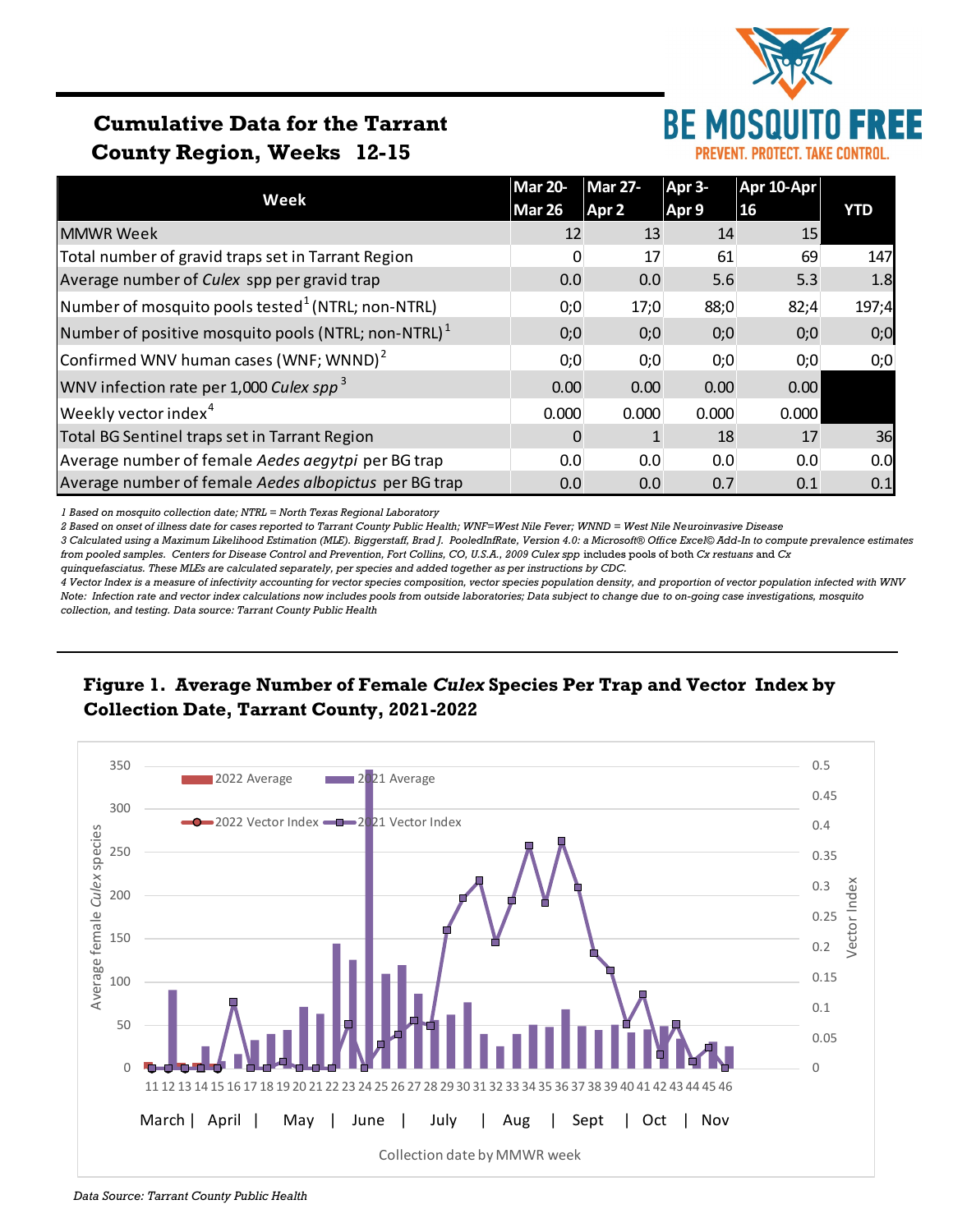# Cumulative Data for the Tarrant County Region, Weeks 12-15

BE MOSQUITO FREE
PREVENT. PROTECT. TAKE CONTROL.

| Week | Mar 20-Mar 26 | Mar 27-Apr 2 | Apr 3-Apr 9 | Apr 10-Apr 16 | YTD |
|---|---|---|---|---|---|
| MMWR Week | 12 | 13 | 14 | 15 | |
| Total number of gravid traps set in Tarrant Region | 0 | 17 | 61 | 69 | 147 |
| Average number of *Culex* spp per gravid trap | 0.0 | 0.0 | 5.6 | 5.3 | 1.8 |
| Number of mosquito pools tested[1] (NTRL; non-NTRL) | 0;0 | 17;0 | 88;0 | 82;4 | 197;4 |
| Number of positive mosquito pools (NTRL; non-NTRL)[1] | 0;0 | 0;0 | 0;0 | 0;0 | 0;0 |
| Confirmed WNV human cases (WNF; WNND)[2] | 0;0 | 0;0 | 0;0 | 0;0 | 0;0 |
| WNV infection rate per 1,000 *Culex spp*[3] | 0.00 | 0.00 | 0.00 | 0.00 | |
| Weekly vector index[4] | 0.000 | 0.000 | 0.000 | 0.000 | |
| Total BG Sentinel traps set in Tarrant Region | 0 | 1 | 18 | 17 | 36 |
| Average number of female *Aedes aegytpi* per BG trap | 0.0 | 0.0 | 0.0 | 0.0 | 0.0 |
| Average number of female *Aedes albopictus* per BG trap | 0.0 | 0.0 | 0.7 | 0.1 | 0.1 |

*1 Based on mosquito collection date; NTRL = North Texas Regional Laboratory*

*2 Based on onset of illness date for cases reported to Tarrant County Public Health; WNF=West Nile Fever; WNND = West Nile Neuroinvasive Disease*

*3 Calculated using a Maximum Likelihood Estimation (MLE). Biggerstaff, Brad J. PooledInfRate, Version 4.0: a Microsoft® Office Excel© Add-In to compute prevalence estimates from pooled samples. Centers for Disease Control and Prevention, Fort Collins, CO, U.S.A., 2009 Culex spp includes pools of both Cx restuans and Cx quinquefasciatus. These MLEs are calculated separately, per species and added together as per instructions by CDC.*

*4 Vector Index is a measure of infectivity accounting for vector species composition, vector species population density, and proportion of vector population infected with WNV*

*Note: Infection rate and vector index calculations now includes pools from outside laboratories; Data subject to change due to on-going case investigations, mosquito collection, and testing. Data source: Tarrant County Public Health*

## Figure 1. Average Number of Female *Culex* Species Per Trap and Vector Index by Collection Date, Tarrant County, 2021-2022

*Data Source: Tarrant County Public Health*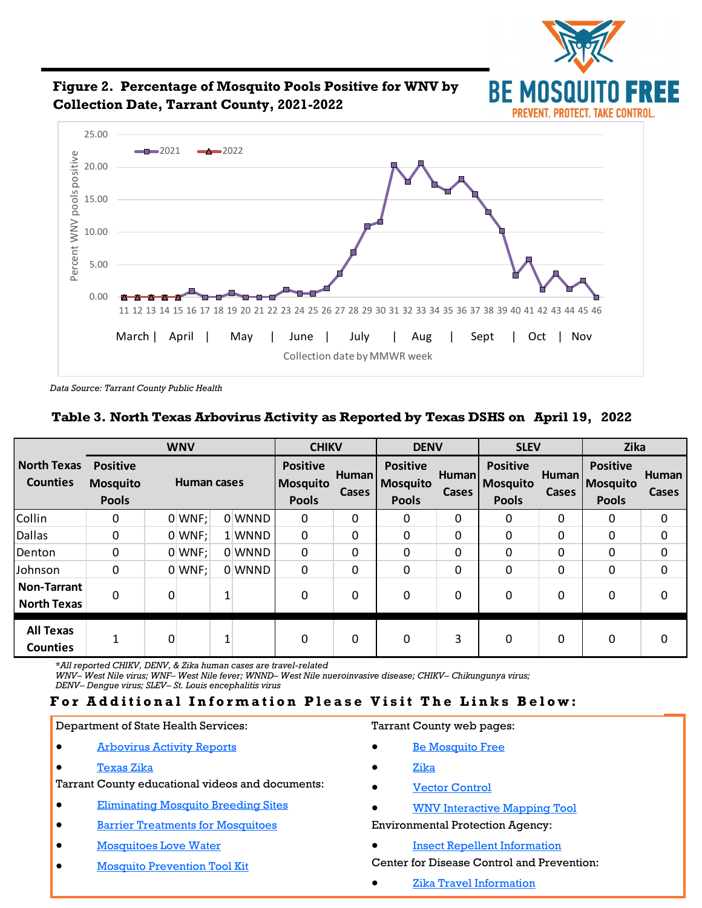**Figure 2. Percentage of Mosquito Pools Positive for WNV by Collection Date, Tarrant County, 2021-2022**

BE MOSQUITO FREE

PREVENT. PROTECT. TAKE CONTROL.

2021
2022

Percent WNV pools positive

25.00
20.00
15.00
10.00
5.00
0.00

11 12 13 14 15 16 17 18 19 20 21 22 23 24 25 26 27 28 29 30 31 32 33 34 35 36 37 38 39 40 41 42 43 44 45 46

March | April | May | June | July | Aug | Sept | Oct | Nov

Collection date by MMWR week

*Data Source: Tarrant County Public Health*

**Table 3. North Texas Arbovirus Activity as Reported by Texas DSHS on April 19, 2022**

| North Texas Counties | WNV | | | CHIKV | | DENV | | SLEV | | Zika | |
|---|---|---|---|---|---|---|---|---|---|---|---|
| | Positive Mosquito Pools | Human cases | | Positive Mosquito Pools | Human Cases | Positive Mosquito Pools | Human Cases | Positive Mosquito Pools | Human Cases | Positive Mosquito Pools | Human Cases |
| Collin | 0 | 0 WNF; | 0 WNND | 0 | 0 | 0 | 0 | 0 | 0 | 0 | 0 |
| Dallas | 0 | 0 WNF; | 1 WNND | 0 | 0 | 0 | 0 | 0 | 0 | 0 | 0 |
| Denton | 0 | 0 WNF; | 0 WNND | 0 | 0 | 0 | 0 | 0 | 0 | 0 | 0 |
| Johnson | 0 | 0 WNF; | 0 WNND | 0 | 0 | 0 | 0 | 0 | 0 | 0 | 0 |
| **Non-Tarrant North Texas** | 0 | 0 | 1 | 0 | 0 | 0 | 0 | 0 | 0 | 0 | 0 |
| **All Texas Counties** | 1 | 0 | 1 | 0 | 0 | 0 | 3 | 0 | 0 | 0 | 0 |

*\*All reported CHIKV, DENV, & Zika human cases are travel-related*
*WNV– West Nile virus; WNF– West Nile fever; WNND– West Nile nueroinvasive disease; CHIKV– Chikungunya virus; DENV– Dengue virus; SLEV– St. Louis encephalitis virus*

## For Additional Information Please Visit The Links Below:

Department of State Health Services:

- Arbovirus Activity Reports
- Texas Zika

Tarrant County educational videos and documents:

- Eliminating Mosquito Breeding Sites
- Barrier Treatments for Mosquitoes
- Mosquitoes Love Water
- Mosquito Prevention Tool Kit

Tarrant County web pages:

- Be Mosquito Free
- Zika
- Vector Control
- WNV Interactive Mapping Tool

Environmental Protection Agency:

- Insect Repellent Information

Center for Disease Control and Prevention:

- Zika Travel Information